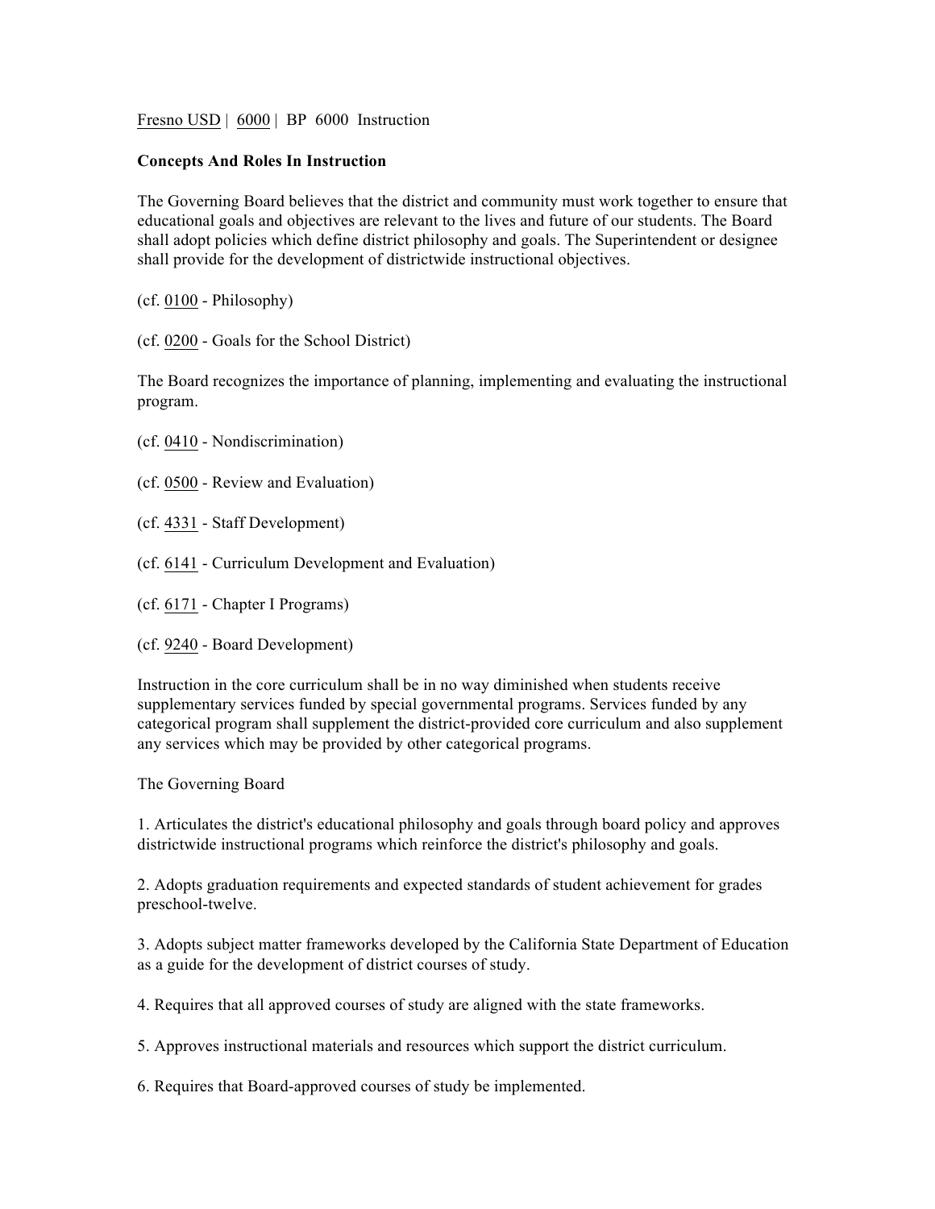Fresno USD | 6000 | BP 6000 Instruction

**Concepts And Roles In Instruction**

The Governing Board believes that the district and community must work together to ensure that educational goals and objectives are relevant to the lives and future of our students. The Board shall adopt policies which define district philosophy and goals. The Superintendent or designee shall provide for the development of districtwide instructional objectives.

(cf. 0100 - Philosophy)

(cf. 0200 - Goals for the School District)

The Board recognizes the importance of planning, implementing and evaluating the instructional program.

(cf. 0410 - Nondiscrimination)

(cf. 0500 - Review and Evaluation)

(cf. 4331 - Staff Development)

(cf. 6141 - Curriculum Development and Evaluation)

(cf. 6171 - Chapter I Programs)

(cf. 9240 - Board Development)

Instruction in the core curriculum shall be in no way diminished when students receive supplementary services funded by special governmental programs. Services funded by any categorical program shall supplement the district-provided core curriculum and also supplement any services which may be provided by other categorical programs.

The Governing Board

1. Articulates the district's educational philosophy and goals through board policy and approves districtwide instructional programs which reinforce the district's philosophy and goals.

2. Adopts graduation requirements and expected standards of student achievement for grades preschool-twelve.

3. Adopts subject matter frameworks developed by the California State Department of Education as a guide for the development of district courses of study.

4. Requires that all approved courses of study are aligned with the state frameworks.

5. Approves instructional materials and resources which support the district curriculum.

6. Requires that Board-approved courses of study be implemented.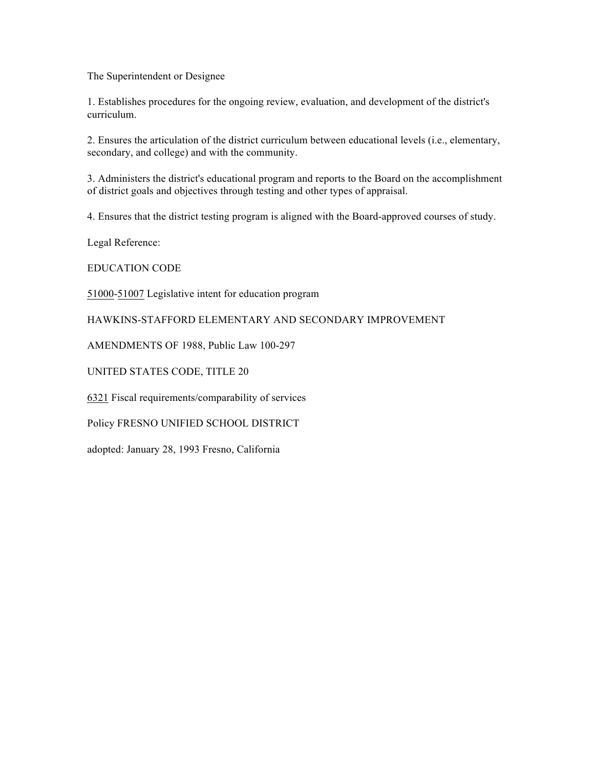The Superintendent or Designee

1. Establishes procedures for the ongoing review, evaluation, and development of the district's curriculum.

2. Ensures the articulation of the district curriculum between educational levels (i.e., elementary, secondary, and college) and with the community.

3. Administers the district's educational program and reports to the Board on the accomplishment of district goals and objectives through testing and other types of appraisal.

4. Ensures that the district testing program is aligned with the Board-approved courses of study.

Legal Reference:

EDUCATION CODE

51000-51007 Legislative intent for education program

HAWKINS-STAFFORD ELEMENTARY AND SECONDARY IMPROVEMENT

AMENDMENTS OF 1988, Public Law 100-297

UNITED STATES CODE, TITLE 20

6321 Fiscal requirements/comparability of services

Policy FRESNO UNIFIED SCHOOL DISTRICT

adopted: January 28, 1993 Fresno, California